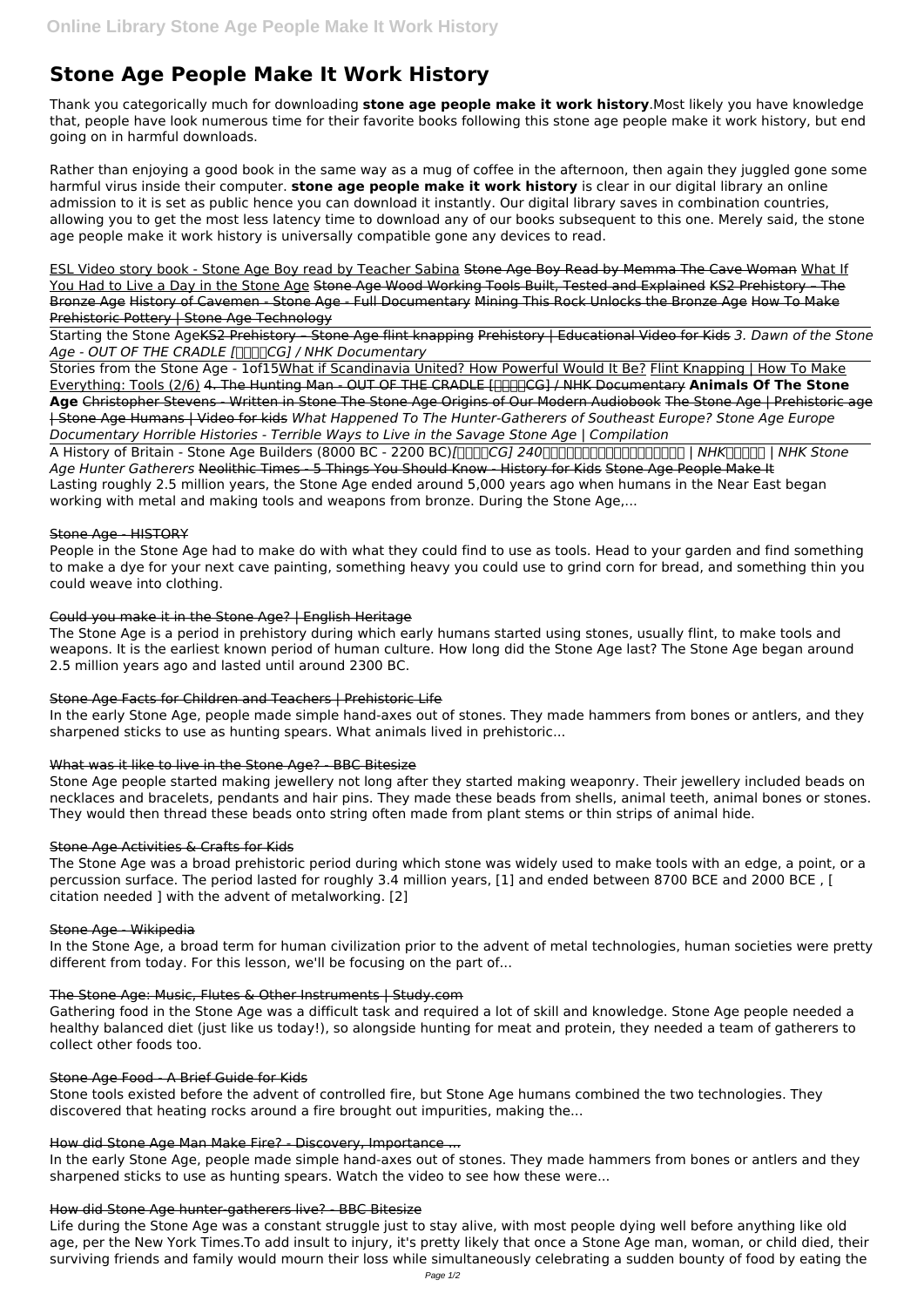# Stone Age People Make It Work History

Thank you categorically much for downloading **stone age people make it work history**.Most likely you have knowledge that, people have look numerous time for their favorite books following this stone age people make it work history, but end going on in harmful downloads.

Rather than enjoying a good book in the same way as a mug of coffee in the afternoon, then again they juggled gone some harmful virus inside their computer. **stone age people make it work history** is clear in our digital library an online admission to it is set as public hence you can download it instantly. Our digital library saves in combination countries, allowing you to get the most less latency time to download any of our books subsequent to this one. Merely said, the stone age people make it work history is universally compatible gone any devices to read.

ESL Video story book - Stone Age Boy read by Teacher Sabina Stone Age Boy Read by Memma The Cave Woman What If You Had to Live a Day in the Stone Age Stone Age Wood Working Tools Built, Tested and Explained KS2 Prehistory – The Bronze Age History of Cavemen - Stone Age - Full Documentary Mining This Rock Unlocks the Bronze Age How To Make Prehistoric Pottery | Stone Age Technology

Starting the Stone AgeKS2 Prehistory – Stone Age flint knapping Prehistory | Educational Video for Kids *3. Dawn of the Stone Age - OUT OF THE CRADLE [人類誕生CG] / NHK Documentary*

Stories from the Stone Age - 1of15What if Scandinavia United? How Powerful Would It Be? Flint Knapping | How To Make Everything: Tools (2/6) 4. The Hunting Man - OUT OF THE CRADLE [人類誕生CG] / NHK Documentary **Animals Of The Stone Age** Christopher Stevens - Written in Stone The Stone Age Origins of Our Modern Audiobook The Stone Age | Prehistoric age | Stone Age Humans | Video for kids *What Happened To The Hunter-Gatherers of Southeast Europe? Stone Age Europe Documentary Horrible Histories - Terrible Ways to Live in the Savage Stone Age | Compilation*

A History of Britain - Stone Age Builders (8000 BC - 2200 BC)*[人類誕生CG] 240万年前のホモ・ハビリス　狩猟の始まり | NHKスペシャル | NHK Stone Age Hunter Gatherers* Neolithic Times - 5 Things You Should Know - History for Kids Stone Age People Make It

Lasting roughly 2.5 million years, the Stone Age ended around 5,000 years ago when humans in the Near East began working with metal and making tools and weapons from bronze. During the Stone Age,...

## Stone Age - HISTORY

People in the Stone Age had to make do with what they could find to use as tools. Head to your garden and find something to make a dye for your next cave painting, something heavy you could use to grind corn for bread, and something thin you could weave into clothing.

## Could you make it in the Stone Age? | English Heritage

The Stone Age is a period in prehistory during which early humans started using stones, usually flint, to make tools and weapons. It is the earliest known period of human culture. How long did the Stone Age last? The Stone Age began around 2.5 million years ago and lasted until around 2300 BC.

## Stone Age Facts for Children and Teachers | Prehistoric Life

In the early Stone Age, people made simple hand-axes out of stones. They made hammers from bones or antlers, and they sharpened sticks to use as hunting spears. What animals lived in prehistoric...

## What was it like to live in the Stone Age? - BBC Bitesize

Stone Age people started making jewellery not long after they started making weaponry. Their jewellery included beads on necklaces and bracelets, pendants and hair pins. They made these beads from shells, animal teeth, animal bones or stones. They would then thread these beads onto string often made from plant stems or thin strips of animal hide.

## Stone Age Activities & Crafts for Kids

The Stone Age was a broad prehistoric period during which stone was widely used to make tools with an edge, a point, or a percussion surface. The period lasted for roughly 3.4 million years, [1] and ended between 8700 BCE and 2000 BCE , [ citation needed ] with the advent of metalworking. [2]

## Stone Age - Wikipedia

In the Stone Age, a broad term for human civilization prior to the advent of metal technologies, human societies were pretty different from today. For this lesson, we'll be focusing on the part of...

## The Stone Age: Music, Flutes & Other Instruments | Study.com

Gathering food in the Stone Age was a difficult task and required a lot of skill and knowledge. Stone Age people needed a healthy balanced diet (just like us today!), so alongside hunting for meat and protein, they needed a team of gatherers to collect other foods too.

## Stone Age Food - A Brief Guide for Kids

Stone tools existed before the advent of controlled fire, but Stone Age humans combined the two technologies. They discovered that heating rocks around a fire brought out impurities, making the...

## How did Stone Age Man Make Fire? - Discovery, Importance ...

In the early Stone Age, people made simple hand-axes out of stones. They made hammers from bones or antlers and they sharpened sticks to use as hunting spears. Watch the video to see how these were...

## How did Stone Age hunter-gatherers live? - BBC Bitesize

Life during the Stone Age was a constant struggle just to stay alive, with most people dying well before anything like old age, per the New York Times.To add insult to injury, it's pretty likely that once a Stone Age man, woman, or child died, their surviving friends and family would mourn their loss while simultaneously celebrating a sudden bounty of food by eating the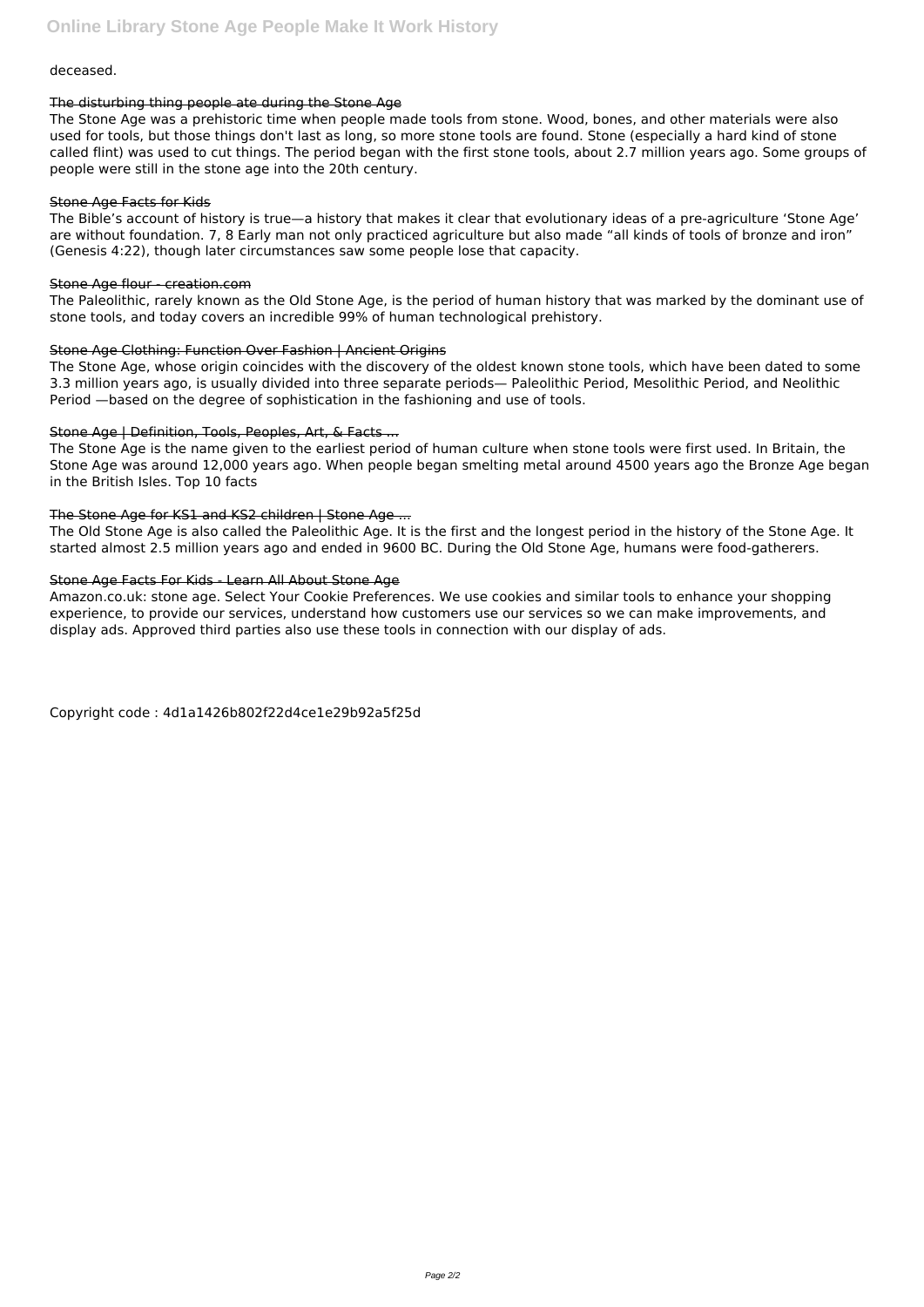deceased.

The disturbing thing people ate during the Stone Age

The Stone Age was a prehistoric time when people made tools from stone. Wood, bones, and other materials were also used for tools, but those things don't last as long, so more stone tools are found. Stone (especially a hard kind of stone called flint) was used to cut things. The period began with the first stone tools, about 2.7 million years ago. Some groups of people were still in the stone age into the 20th century.

Stone Age Facts for Kids

The Bible's account of history is true—a history that makes it clear that evolutionary ideas of a pre-agriculture 'Stone Age' are without foundation. 7, 8 Early man not only practiced agriculture but also made "all kinds of tools of bronze and iron" (Genesis 4:22), though later circumstances saw some people lose that capacity.

Stone Age flour - creation.com

The Paleolithic, rarely known as the Old Stone Age, is the period of human history that was marked by the dominant use of stone tools, and today covers an incredible 99% of human technological prehistory.

Stone Age Clothing: Function Over Fashion | Ancient Origins

The Stone Age, whose origin coincides with the discovery of the oldest known stone tools, which have been dated to some 3.3 million years ago, is usually divided into three separate periods— Paleolithic Period, Mesolithic Period, and Neolithic Period —based on the degree of sophistication in the fashioning and use of tools.

Stone Age | Definition, Tools, Peoples, Art, & Facts ...

The Stone Age is the name given to the earliest period of human culture when stone tools were first used. In Britain, the Stone Age was around 12,000 years ago. When people began smelting metal around 4500 years ago the Bronze Age began in the British Isles. Top 10 facts

The Stone Age for KS1 and KS2 children | Stone Age ...

The Old Stone Age is also called the Paleolithic Age. It is the first and the longest period in the history of the Stone Age. It started almost 2.5 million years ago and ended in 9600 BC. During the Old Stone Age, humans were food-gatherers.

Stone Age Facts For Kids - Learn All About Stone Age

Amazon.co.uk: stone age. Select Your Cookie Preferences. We use cookies and similar tools to enhance your shopping experience, to provide our services, understand how customers use our services so we can make improvements, and display ads. Approved third parties also use these tools in connection with our display of ads.

Copyright code : 4d1a1426b802f22d4ce1e29b92a5f25d